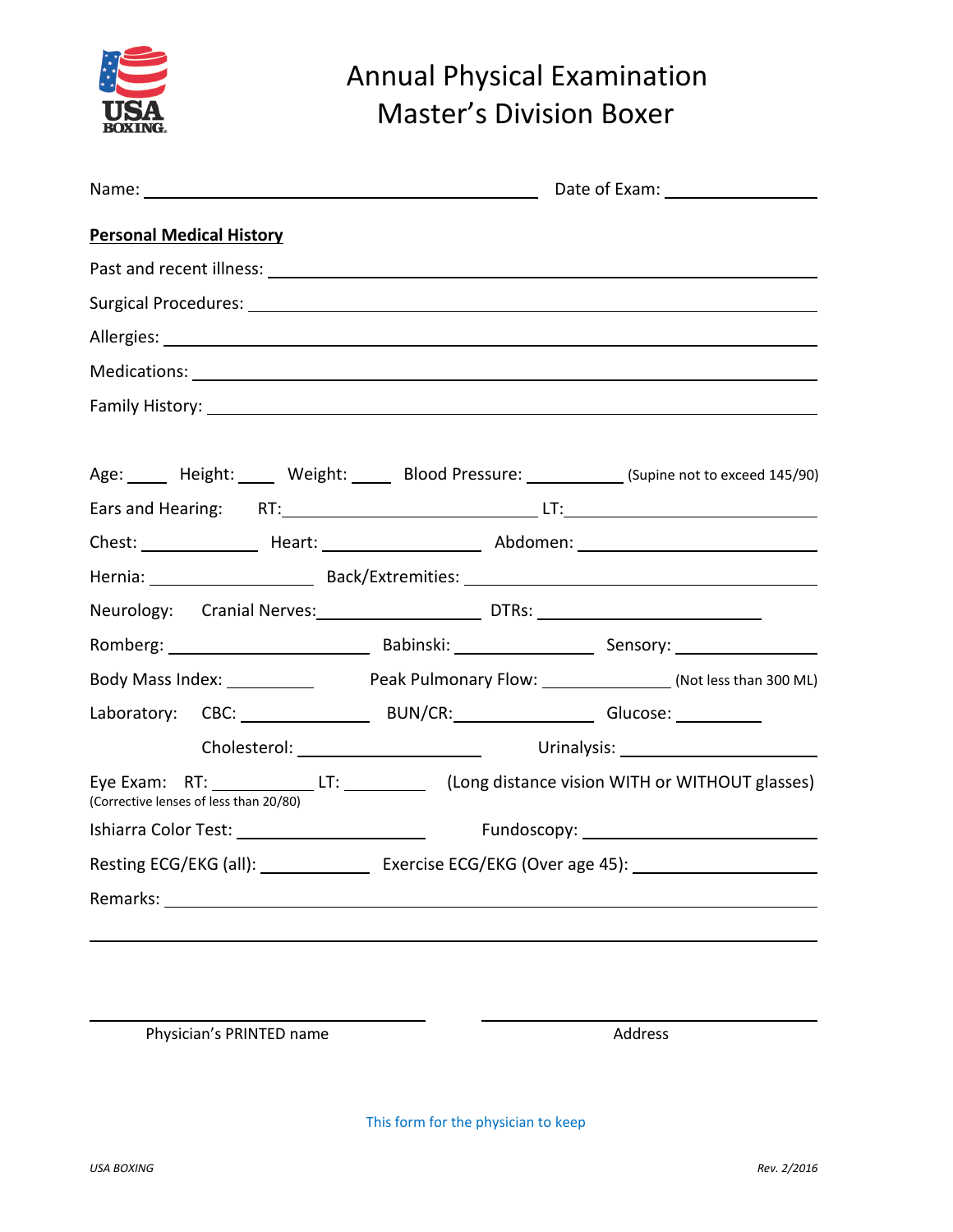# Annual Physical Examination
# Master's Division Boxer

Name: ______________________________ Date of Exam: ______________

**Personal Medical History**

Past and recent illness: ______________________________

Surgical Procedures: ______________________________

Allergies: ______________________________

Medications: ______________________________

Family History: ______________________________

Age: ____ Height: ____ Weight: ____ Blood Pressure: __________ (Supine not to exceed 145/90)

Ears and Hearing: RT: ______________ LT: ______________

Chest: __________ Heart: __________ Abdomen: ______________

Hernia: __________ Back/Extremities: ______________

Neurology: Cranial Nerves: __________ DTRs: ______________

Romberg: __________ Babinski: __________ Sensory: __________

Body Mass Index: ________ Peak Pulmonary Flow: __________ (Not less than 300 ML)

Laboratory: CBC: __________ BUN/CR: __________ Glucose: ________

Cholesterol: __________ Urinalysis: __________

Eye Exam: RT: ________ LT: ________ (Long distance vision WITH or WITHOUT glasses)
(Corrective lenses of less than 20/80)

Ishiarra Color Test: __________ Fundoscopy: ______________

Resting ECG/EKG (all): __________ Exercise ECG/EKG (Over age 45): ______________

Remarks: ______________________________

______________________________

______________________________ ______________________________
Physician's PRINTED name Address

This form for the physician to keep

*USA BOXING* *Rev. 2/2016*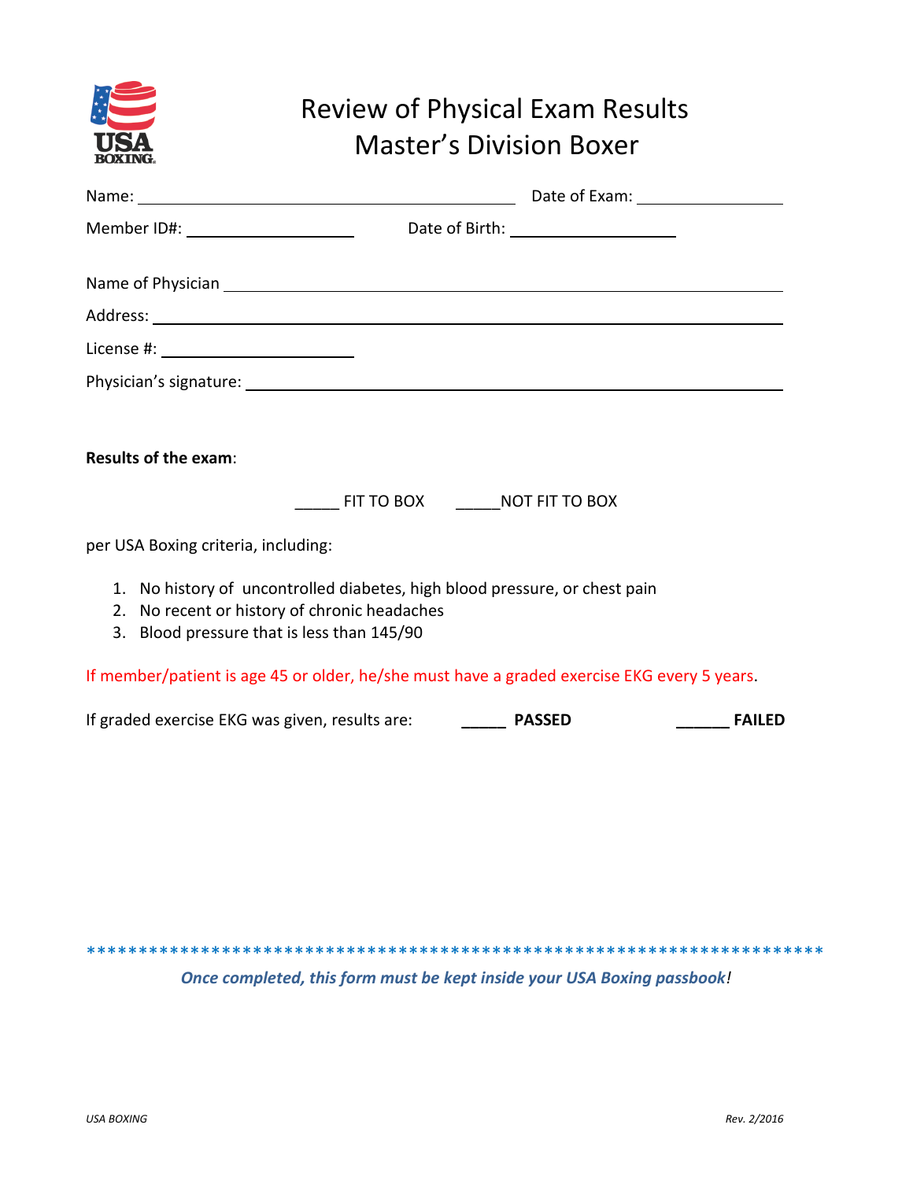# Review of Physical Exam Results
# Master's Division Boxer

Name: ______________________________ Date of Exam: ______________

Member ID#: ________________ Date of Birth: ________________

Name of Physician ____________________________________________

Address: ____________________________________________________

License #: ________________

Physician's signature: _________________________________________

**Results of the exam**:

_____ FIT TO BOX _____NOT FIT TO BOX

per USA Boxing criteria, including:

1. No history of uncontrolled diabetes, high blood pressure, or chest pain
2. No recent or history of chronic headaches
3. Blood pressure that is less than 145/90

If member/patient is age 45 or older, he/she must have a graded exercise EKG every 5 years.

If graded exercise EKG was given, results are: _____ **PASSED** ______ **FAILED**

*************************************************************************

***Once completed, this form must be kept inside your USA Boxing passbook!***

*USA BOXING* *Rev. 2/2016*